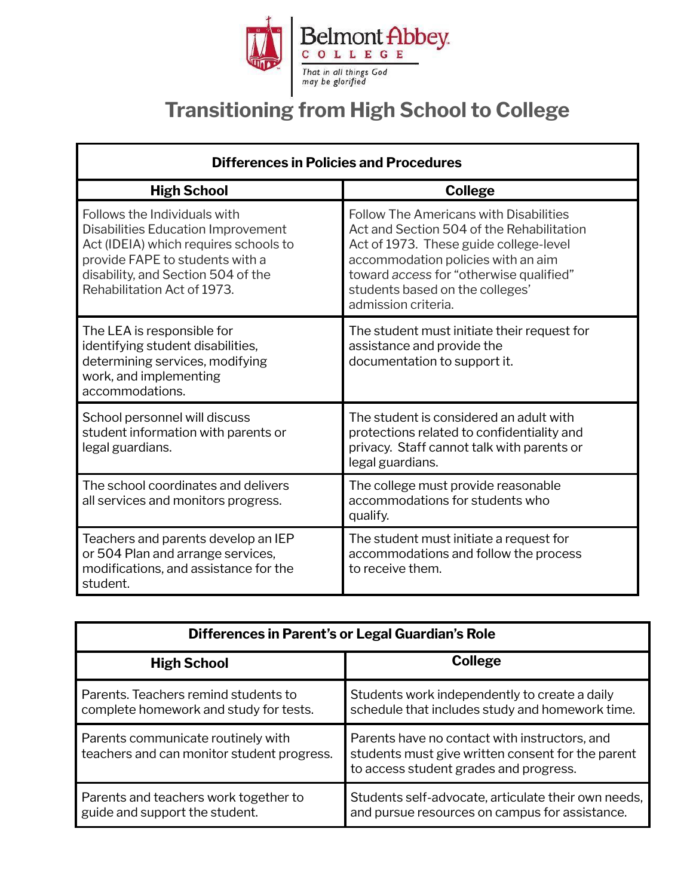Belmont Abbey College

*That in all things God may be glorified*

# Transitioning from High School to College

| Differences in Policies and Procedures | |
|---|---|
| **High School** | **College** |
| Follows the Individuals with Disabilities Education Improvement Act (IDEIA) which requires schools to provide FAPE to students with a disability, and Section 504 of the Rehabilitation Act of 1973. | Follow The Americans with Disabilities Act and Section 504 of the Rehabilitation Act of 1973. These guide college-level accommodation policies with an aim toward *access* for "otherwise qualified" students based on the colleges' admission criteria. |
| The LEA is responsible for identifying student disabilities, determining services, modifying work, and implementing accommodations. | The student must initiate their request for assistance and provide the documentation to support it. |
| School personnel will discuss student information with parents or legal guardians. | The student is considered an adult with protections related to confidentiality and privacy. Staff cannot talk with parents or legal guardians. |
| The school coordinates and delivers all services and monitors progress. | The college must provide reasonable accommodations for students who qualify. |
| Teachers and parents develop an IEP or 504 Plan and arrange services, modifications, and assistance for the student. | The student must initiate a request for accommodations and follow the process to receive them. |

| Differences in Parent's or Legal Guardian's Role | |
|---|---|
| **High School** | **College** |
| Parents. Teachers remind students to complete homework and study for tests. | Students work independently to create a daily schedule that includes study and homework time. |
| Parents communicate routinely with teachers and can monitor student progress. | Parents have no contact with instructors, and students must give written consent for the parent to access student grades and progress. |
| Parents and teachers work together to guide and support the student. | Students self-advocate, articulate their own needs, and pursue resources on campus for assistance. |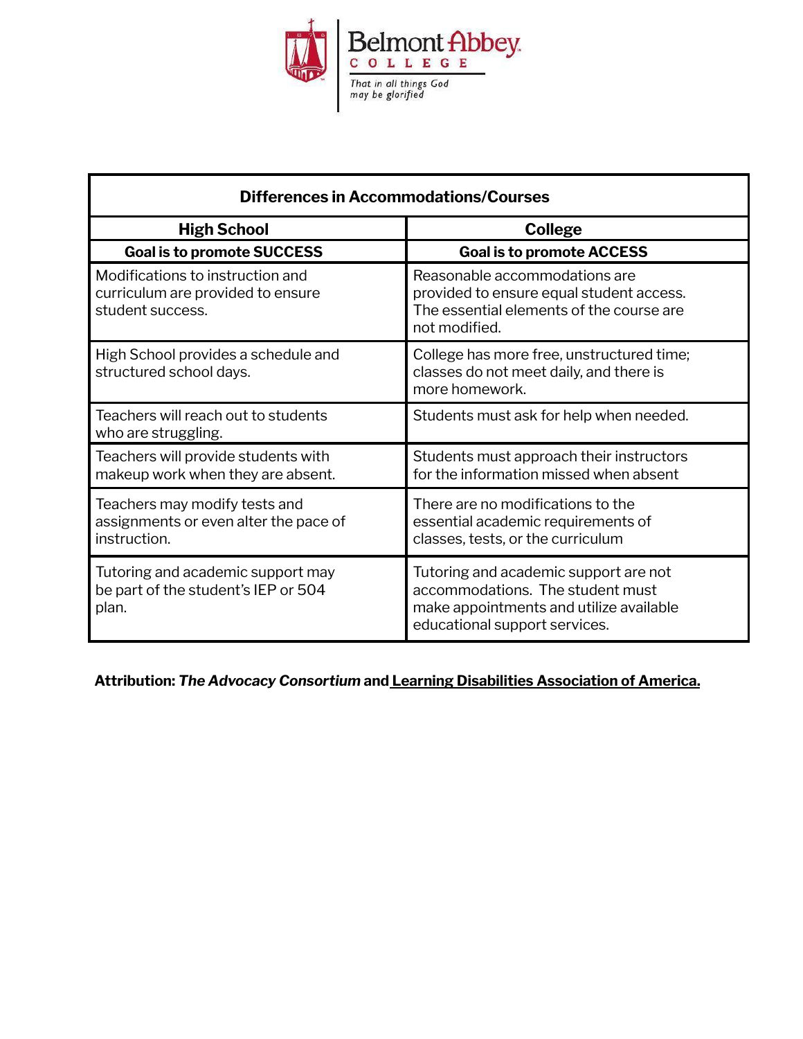Belmont Abbey College

That in all things God may be glorified

| Differences in Accommodations/Courses | |
|---|---|
| **High School** | **College** |
| **Goal is to promote SUCCESS** | **Goal is to promote ACCESS** |
| Modifications to instruction and curriculum are provided to ensure student success. | Reasonable accommodations are provided to ensure equal student access. The essential elements of the course are not modified. |
| High School provides a schedule and structured school days. | College has more free, unstructured time; classes do not meet daily, and there is more homework. |
| Teachers will reach out to students who are struggling. | Students must ask for help when needed. |
| Teachers will provide students with makeup work when they are absent. | Students must approach their instructors for the information missed when absent |
| Teachers may modify tests and assignments or even alter the pace of instruction. | There are no modifications to the essential academic requirements of classes, tests, or the curriculum |
| Tutoring and academic support may be part of the student's IEP or 504 plan. | Tutoring and academic support are not accommodations. The student must make appointments and utilize available educational support services. |

**Attribution: *The Advocacy Consortium* and Learning Disabilities Association of America.**